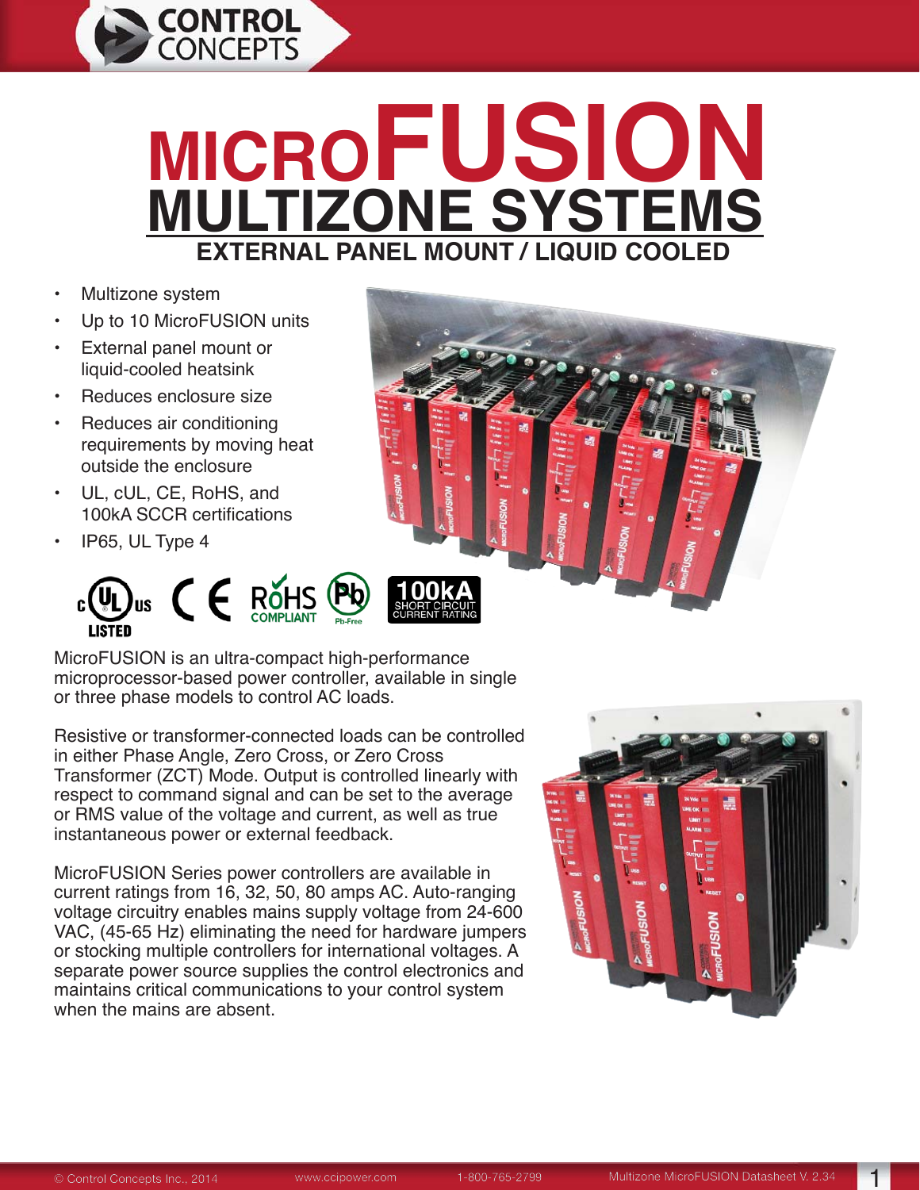# MICROFUSION MULTIZONE SYSTEMS

## EXTERNAL PANEL MOUNT / LIQUID COOLED

- Multizone system
- Up to 10 MicroFUSION units
- External panel mount or liquid-cooled heatsink
- Reduces enclosure size
- Reduces air conditioning requirements by moving heat outside the enclosure
- UL, cUL, CE, RoHS, and 100kA SCCR certifications
- IP65, UL Type 4

MicroFUSION is an ultra-compact high-performance microprocessor-based power controller, available in single or three phase models to control AC loads.

Resistive or transformer-connected loads can be controlled in either Phase Angle, Zero Cross, or Zero Cross Transformer (ZCT) Mode. Output is controlled linearly with respect to command signal and can be set to the average or RMS value of the voltage and current, as well as true instantaneous power or external feedback.

MicroFUSION Series power controllers are available in current ratings from 16, 32, 50, 80 amps AC. Auto-ranging voltage circuitry enables mains supply voltage from 24-600 VAC, (45-65 Hz) eliminating the need for hardware jumpers or stocking multiple controllers for international voltages. A separate power source supplies the control electronics and maintains critical communications to your control system when the mains are absent.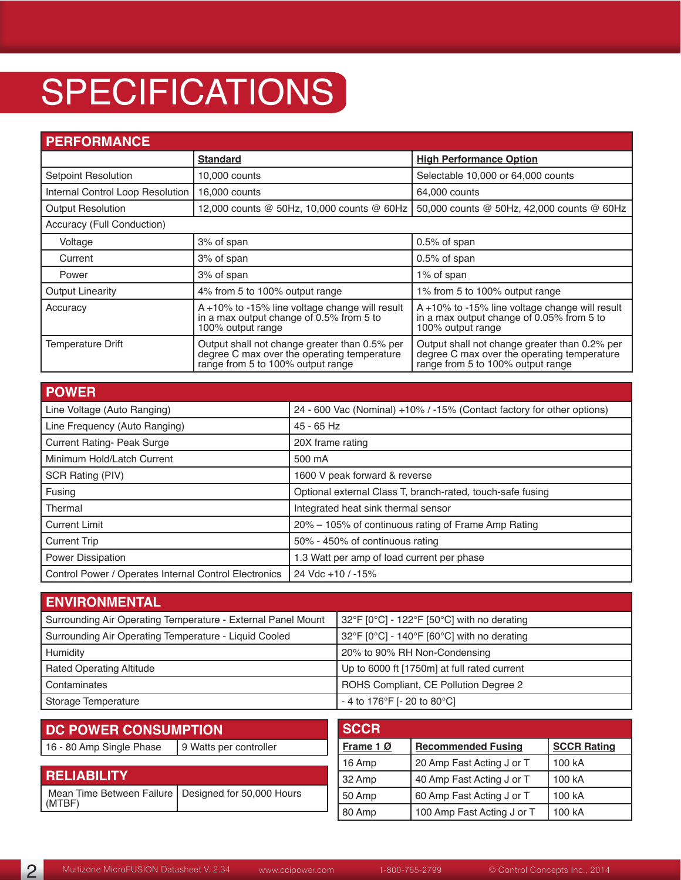# SPECIFICATIONS

## PERFORMANCE

| | **Standard** | **High Performance Option** |
|---|---|---|
| Setpoint Resolution | 10,000 counts | Selectable 10,000 or 64,000 counts |
| Internal Control Loop Resolution | 16,000 counts | 64,000 counts |
| Output Resolution | 12,000 counts @ 50Hz, 10,000 counts @ 60Hz | 50,000 counts @ 50Hz, 42,000 counts @ 60Hz |
| Accuracy (Full Conduction) | | |
| Voltage | 3% of span | 0.5% of span |
| Current | 3% of span | 0.5% of span |
| Power | 3% of span | 1% of span |
| Output Linearity | 4% from 5 to 100% output range | 1% from 5 to 100% output range |
| Accuracy | A +10% to -15% line voltage change will result in a max output change of 0.5% from 5 to 100% output range | A +10% to -15% line voltage change will result in a max output change of 0.05% from 5 to 100% output range |
| Temperature Drift | Output shall not change greater than 0.5% per degree C max over the operating temperature range from 5 to 100% output range | Output shall not change greater than 0.2% per degree C max over the operating temperature range from 5 to 100% output range |

## POWER

| | |
|---|---|
| Line Voltage (Auto Ranging) | 24 - 600 Vac (Nominal) +10% / -15% (Contact factory for other options) |
| Line Frequency (Auto Ranging) | 45 - 65 Hz |
| Current Rating- Peak Surge | 20X frame rating |
| Minimum Hold/Latch Current | 500 mA |
| SCR Rating (PIV) | 1600 V peak forward & reverse |
| Fusing | Optional external Class T, branch-rated, touch-safe fusing |
| Thermal | Integrated heat sink thermal sensor |
| Current Limit | 20% – 105% of continuous rating of Frame Amp Rating |
| Current Trip | 50% - 450% of continuous rating |
| Power Dissipation | 1.3 Watt per amp of load current per phase |
| Control Power / Operates Internal Control Electronics | 24 Vdc +10 / -15% |

## ENVIRONMENTAL

| | |
|---|---|
| Surrounding Air Operating Temperature - External Panel Mount | 32°F [0°C] - 122°F [50°C] with no derating |
| Surrounding Air Operating Temperature - Liquid Cooled | 32°F [0°C] - 140°F [60°C] with no derating |
| Humidity | 20% to 90% RH Non-Condensing |
| Rated Operating Altitude | Up to 6000 ft [1750m] at full rated current |
| Contaminates | ROHS Compliant, CE Pollution Degree 2 |
| Storage Temperature | - 4 to 176°F [- 20 to 80°C] |

## DC POWER CONSUMPTION

| | |
|---|---|
| 16 - 80 Amp Single Phase | 9 Watts per controller |

## RELIABILITY

| | |
|---|---|
| Mean Time Between Failure (MTBF) | Designed for 50,000 Hours |

## SCCR

| **Frame 1 Ø** | **Recommended Fusing** | **SCCR Rating** |
|---|---|---|
| 16 Amp | 20 Amp Fast Acting J or T | 100 kA |
| 32 Amp | 40 Amp Fast Acting J or T | 100 kA |
| 50 Amp | 60 Amp Fast Acting J or T | 100 kA |
| 80 Amp | 100 Amp Fast Acting J or T | 100 kA |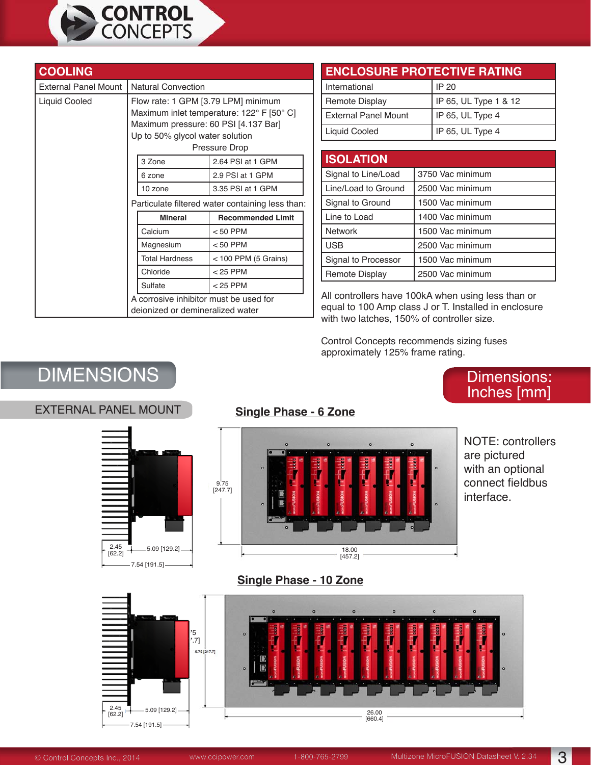## COOLING

| | |
|---|---|
| External Panel Mount | Natural Convection |
| Liquid Cooled | Flow rate: 1 GPM [3.79 LPM] minimum<br>Maximum inlet temperature: 122° F [50° C]<br>Maximum pressure: 60 PSI [4.137 Bar]<br>Up to 50% glycol water solution |

**Pressure Drop**

| | |
|---|---|
| 3 Zone | 2.64 PSI at 1 GPM |
| 6 zone | 2.9 PSI at 1 GPM |
| 10 zone | 3.35 PSI at 1 GPM |

Particulate filtered water containing less than:

| Mineral | Recommended Limit |
|---|---|
| Calcium | < 50 PPM |
| Magnesium | < 50 PPM |
| Total Hardness | < 100 PPM (5 Grains) |
| Chloride | < 25 PPM |
| Sulfate | < 25 PPM |

A corrosive inhibitor must be used for deionized or demineralized water

## ENCLOSURE PROTECTIVE RATING

| | |
|---|---|
| International | IP 20 |
| Remote Display | IP 65, UL Type 1 & 12 |
| External Panel Mount | IP 65, UL Type 4 |
| Liquid Cooled | IP 65, UL Type 4 |

## ISOLATION

| | |
|---|---|
| Signal to Line/Load | 3750 Vac minimum |
| Line/Load to Ground | 2500 Vac minimum |
| Signal to Ground | 1500 Vac minimum |
| Line to Load | 1400 Vac minimum |
| Network | 1500 Vac minimum |
| USB | 2500 Vac minimum |
| Signal to Processor | 1500 Vac minimum |
| Remote Display | 2500 Vac minimum |

All controllers have 100kA when using less than or equal to 100 Amp class J or T. Installed in enclosure with two latches, 150% of controller size.

Control Concepts recommends sizing fuses approximately 125% frame rating.

# DIMENSIONS

Dimensions: Inches [mm]

## EXTERNAL PANEL MOUNT

### Single Phase - 6 Zone

2.45 [62.2]   5.09 [129.2]   7.54 [191.5]

9.75 [247.7]

18.00 [457.2]

NOTE: controllers are pictured with an optional connect fieldbus interface.

### Single Phase - 10 Zone

2.45 [62.2]   5.09 [129.2]   7.54 [191.5]

9.75 [247.7]

26.00 [660.4]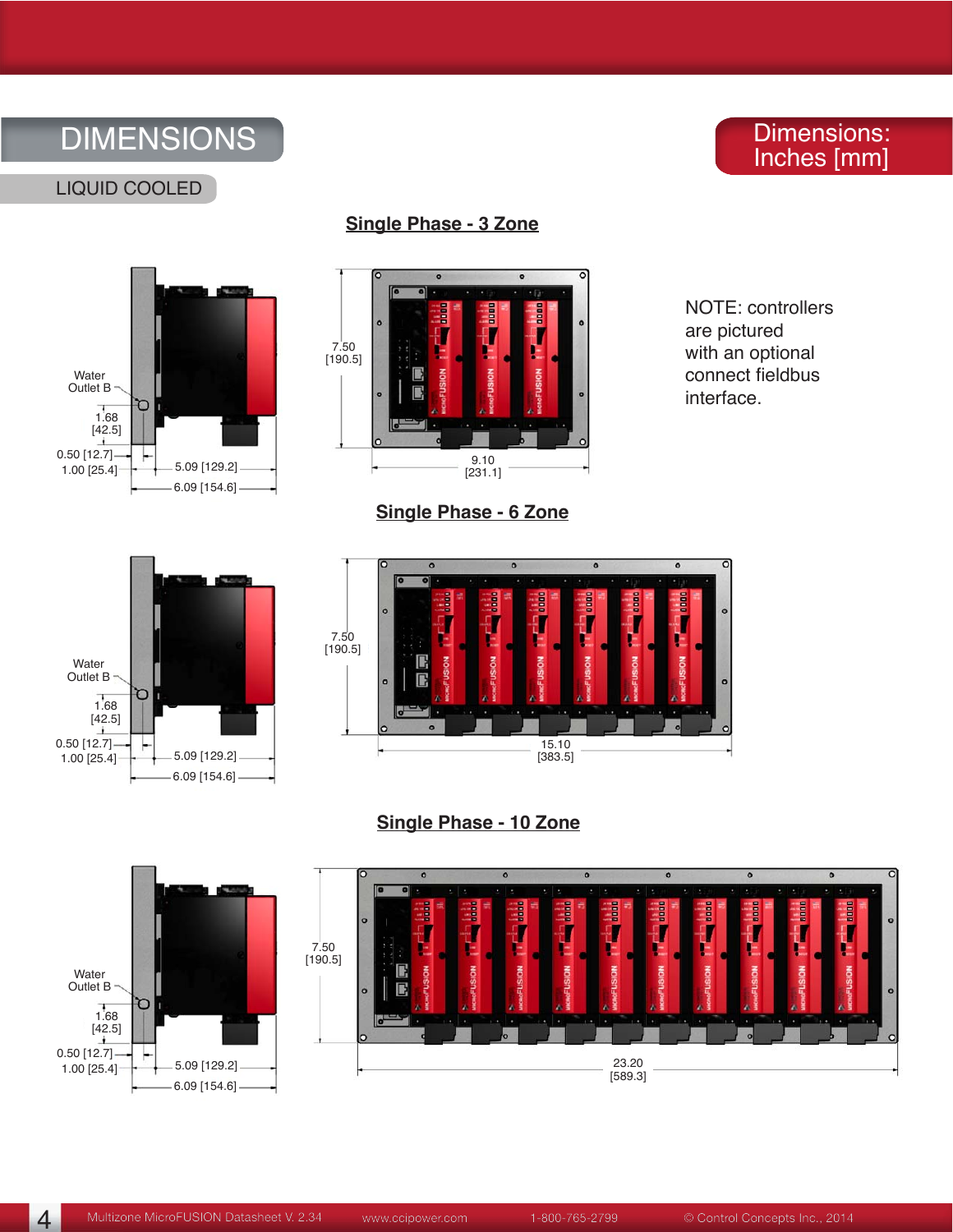# DIMENSIONS

LIQUID COOLED

Dimensions: Inches [mm]

## Single Phase - 3 Zone

Water Outlet B

1.68 [42.5]

0.50 [12.7]

1.00 [25.4]

5.09 [129.2]

6.09 [154.6]

7.50 [190.5]

9.10 [231.1]

NOTE: controllers are pictured with an optional connect fieldbus interface.

## Single Phase - 6 Zone

Water Outlet B

1.68 [42.5]

0.50 [12.7]

1.00 [25.4]

5.09 [129.2]

6.09 [154.6]

7.50 [190.5]

15.10 [383.5]

## Single Phase - 10 Zone

Water Outlet B

1.68 [42.5]

0.50 [12.7]

1.00 [25.4]

5.09 [129.2]

6.09 [154.6]

7.50 [190.5]

23.20 [589.3]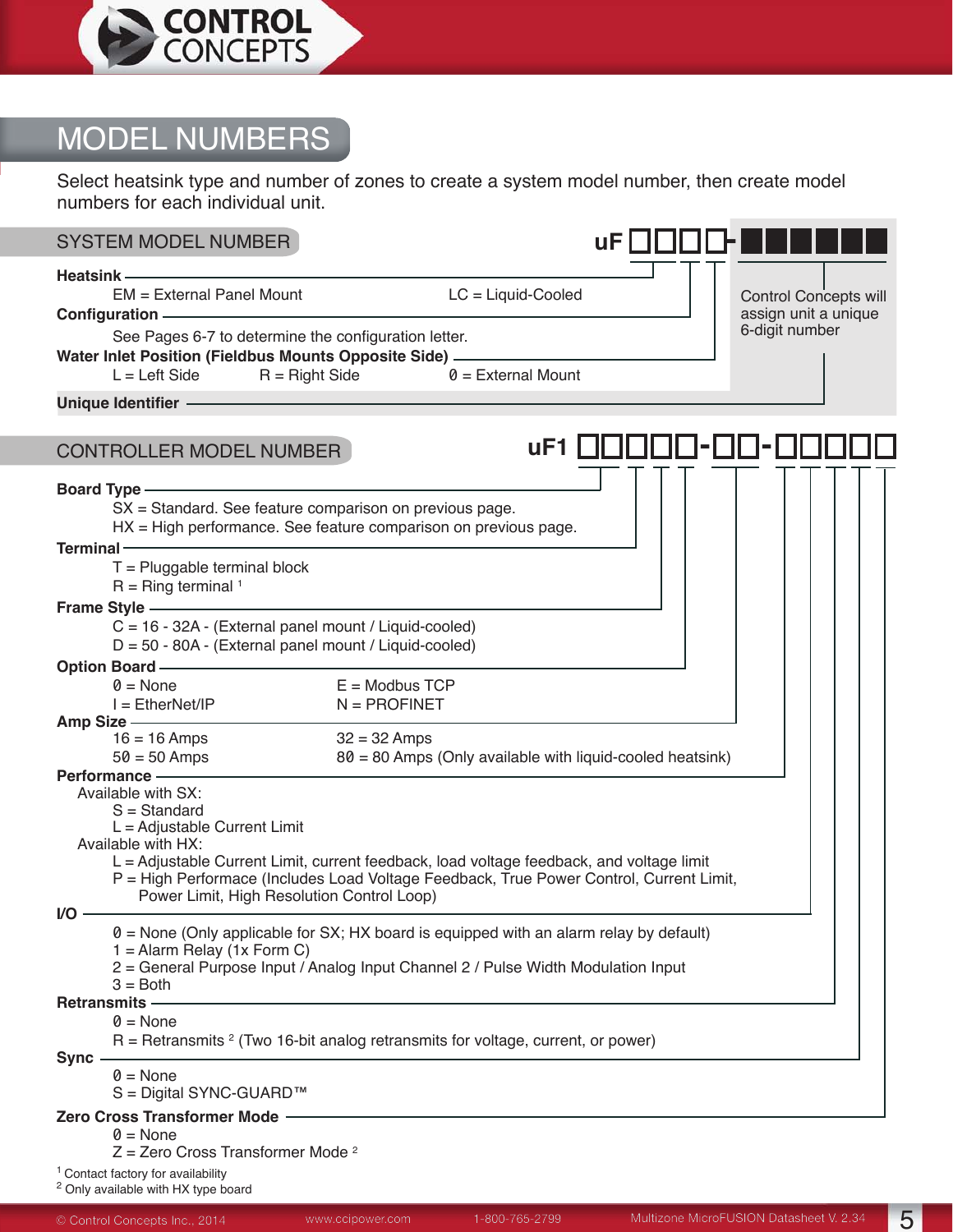# MODEL NUMBERS

Select heatsink type and number of zones to create a system model number, then create model numbers for each individual unit.

## SYSTEM MODEL NUMBER

uF □□□□-■■■■■■

**Heatsink**

EM = External Panel Mount    LC = Liquid-Cooled

**Configuration**

See Pages 6-7 to determine the configuration letter.

**Water Inlet Position (Fieldbus Mounts Opposite Side)**

L = Left Side    R = Right Side    0 = External Mount

**Unique Identifier**

Control Concepts will assign unit a unique 6-digit number

## CONTROLLER MODEL NUMBER

uF1 □□□□□-□□-□□□□□

**Board Type**

SX = Standard. See feature comparison on previous page.
HX = High performance. See feature comparison on previous page.

**Terminal**

T = Pluggable terminal block
R = Ring terminal [1]

**Frame Style**

C = 16 - 32A - (External panel mount / Liquid-cooled)
D = 50 - 80A - (External panel mount / Liquid-cooled)

**Option Board**

0 = None    E = Modbus TCP
I = EtherNet/IP    N = PROFINET

**Amp Size**

16 = 16 Amps    32 = 32 Amps
50 = 50 Amps    80 = 80 Amps (Only available with liquid-cooled heatsink)

**Performance**

Available with SX:
S = Standard
L = Adjustable Current Limit

Available with HX:
L = Adjustable Current Limit, current feedback, load voltage feedback, and voltage limit
P = High Performace (Includes Load Voltage Feedback, True Power Control, Current Limit, Power Limit, High Resolution Control Loop)

**I/O**

0 = None (Only applicable for SX; HX board is equipped with an alarm relay by default)
1 = Alarm Relay (1x Form C)
2 = General Purpose Input / Analog Input Channel 2 / Pulse Width Modulation Input
3 = Both

**Retransmits**

0 = None
R = Retransmits [2] (Two 16-bit analog retransmits for voltage, current, or power)

**Sync**

0 = None
S = Digital SYNC-GUARD™

**Zero Cross Transformer Mode**

0 = None
Z = Zero Cross Transformer Mode [2]

[1] Contact factory for availability
[2] Only available with HX type board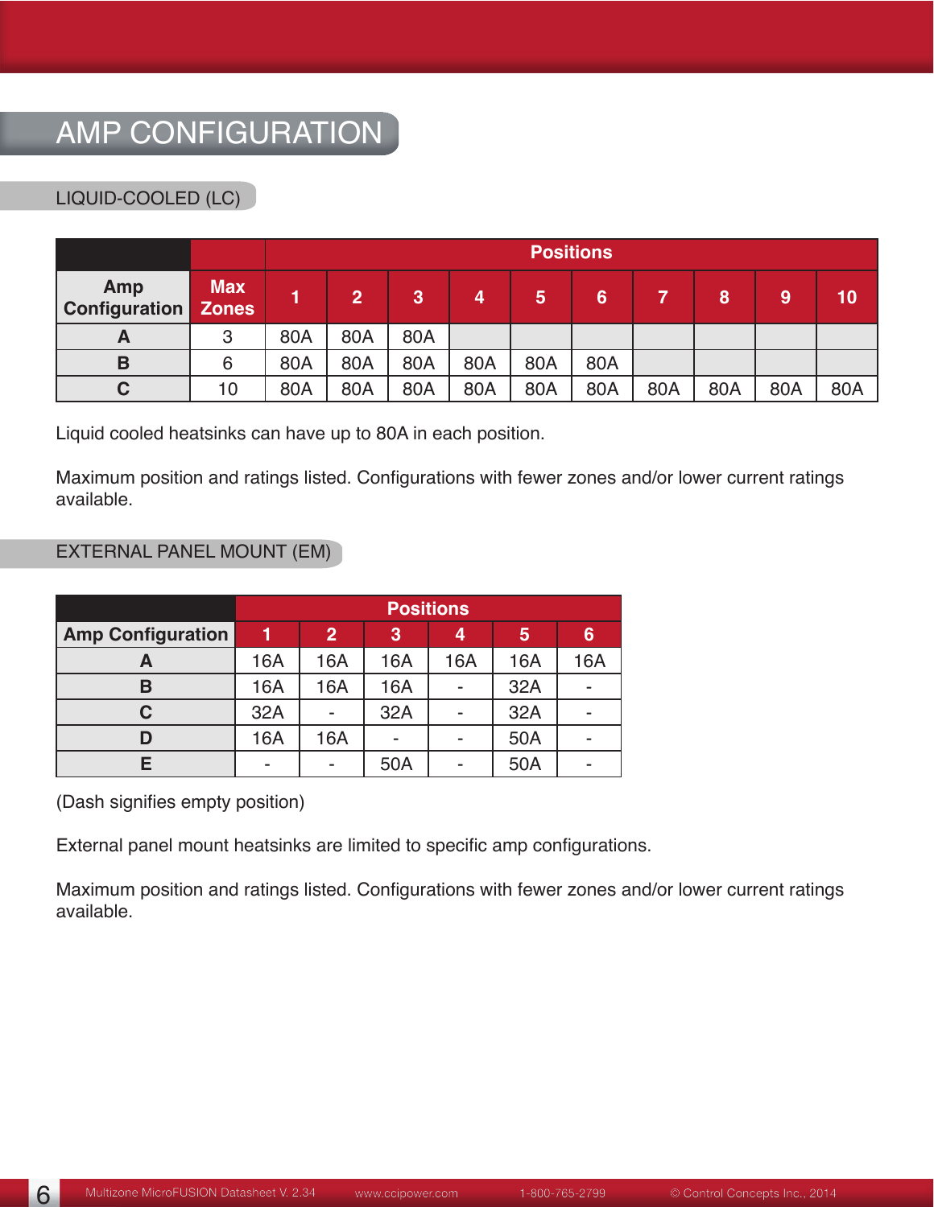# AMP CONFIGURATION

## LIQUID-COOLED (LC)

| | | Positions | | | | | | | | | |
|---|---|---|---|---|---|---|---|---|---|---|---|
| **Amp Configuration** | **Max Zones** | **1** | **2** | **3** | **4** | **5** | **6** | **7** | **8** | **9** | **10** |
| **A** | 3 | 80A | 80A | 80A | | | | | | | |
| **B** | 6 | 80A | 80A | 80A | 80A | 80A | 80A | | | | |
| **C** | 10 | 80A | 80A | 80A | 80A | 80A | 80A | 80A | 80A | 80A | 80A |

Liquid cooled heatsinks can have up to 80A in each position.

Maximum position and ratings listed. Configurations with fewer zones and/or lower current ratings available.

## EXTERNAL PANEL MOUNT (EM)

| | Positions | | | | | |
|---|---|---|---|---|---|---|
| **Amp Configuration** | **1** | **2** | **3** | **4** | **5** | **6** |
| **A** | 16A | 16A | 16A | 16A | 16A | 16A |
| **B** | 16A | 16A | 16A | - | 32A | - |
| **C** | 32A | - | 32A | - | 32A | - |
| **D** | 16A | 16A | - | - | 50A | - |
| **E** | - | - | 50A | - | 50A | - |

(Dash signifies empty position)

External panel mount heatsinks are limited to specific amp configurations.

Maximum position and ratings listed. Configurations with fewer zones and/or lower current ratings available.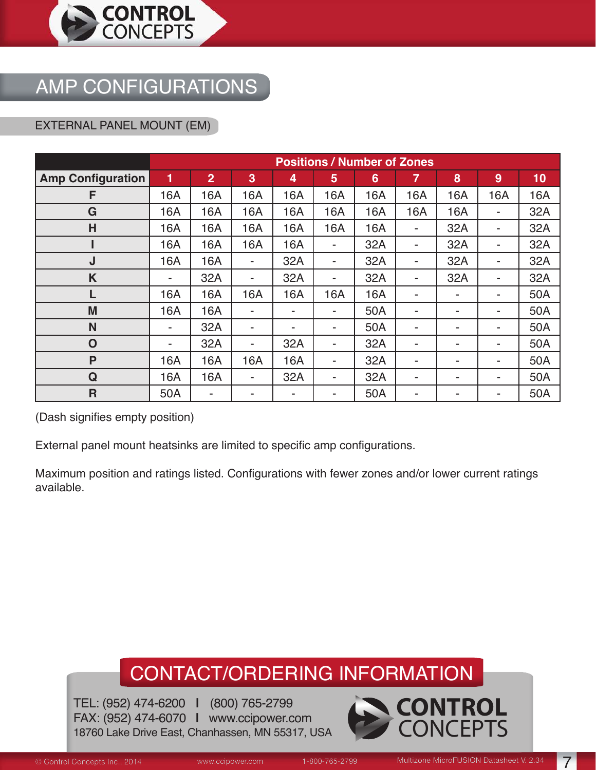# AMP CONFIGURATIONS

## EXTERNAL PANEL MOUNT (EM)

| | Positions / Number of Zones | | | | | | | | | |
|---|---|---|---|---|---|---|---|---|---|---|
| **Amp Configuration** | **1** | **2** | **3** | **4** | **5** | **6** | **7** | **8** | **9** | **10** |
| **F** | 16A | 16A | 16A | 16A | 16A | 16A | 16A | 16A | 16A | 16A |
| **G** | 16A | 16A | 16A | 16A | 16A | 16A | 16A | 16A | - | 32A |
| **H** | 16A | 16A | 16A | 16A | 16A | 16A | - | 32A | - | 32A |
| **I** | 16A | 16A | 16A | 16A | - | 32A | - | 32A | - | 32A |
| **J** | 16A | 16A | - | 32A | - | 32A | - | 32A | - | 32A |
| **K** | - | 32A | - | 32A | - | 32A | - | 32A | - | 32A |
| **L** | 16A | 16A | 16A | 16A | 16A | 16A | - | - | - | 50A |
| **M** | 16A | 16A | - | - | - | 50A | - | - | - | 50A |
| **N** | - | 32A | - | - | - | 50A | - | - | - | 50A |
| **O** | - | 32A | - | 32A | - | 32A | - | - | - | 50A |
| **P** | 16A | 16A | 16A | 16A | - | 32A | - | - | - | 50A |
| **Q** | 16A | 16A | - | 32A | - | 32A | - | - | - | 50A |
| **R** | 50A | - | - | - | - | 50A | - | - | - | 50A |

(Dash signifies empty position)

External panel mount heatsinks are limited to specific amp configurations.

Maximum position and ratings listed. Configurations with fewer zones and/or lower current ratings available.

## CONTACT/ORDERING INFORMATION

TEL: (952) 474-6200 **I** (800) 765-2799
FAX: (952) 474-6070 **I** www.ccipower.com
18760 Lake Drive East, Chanhassen, MN 55317, USA

CONTROL CONCEPTS